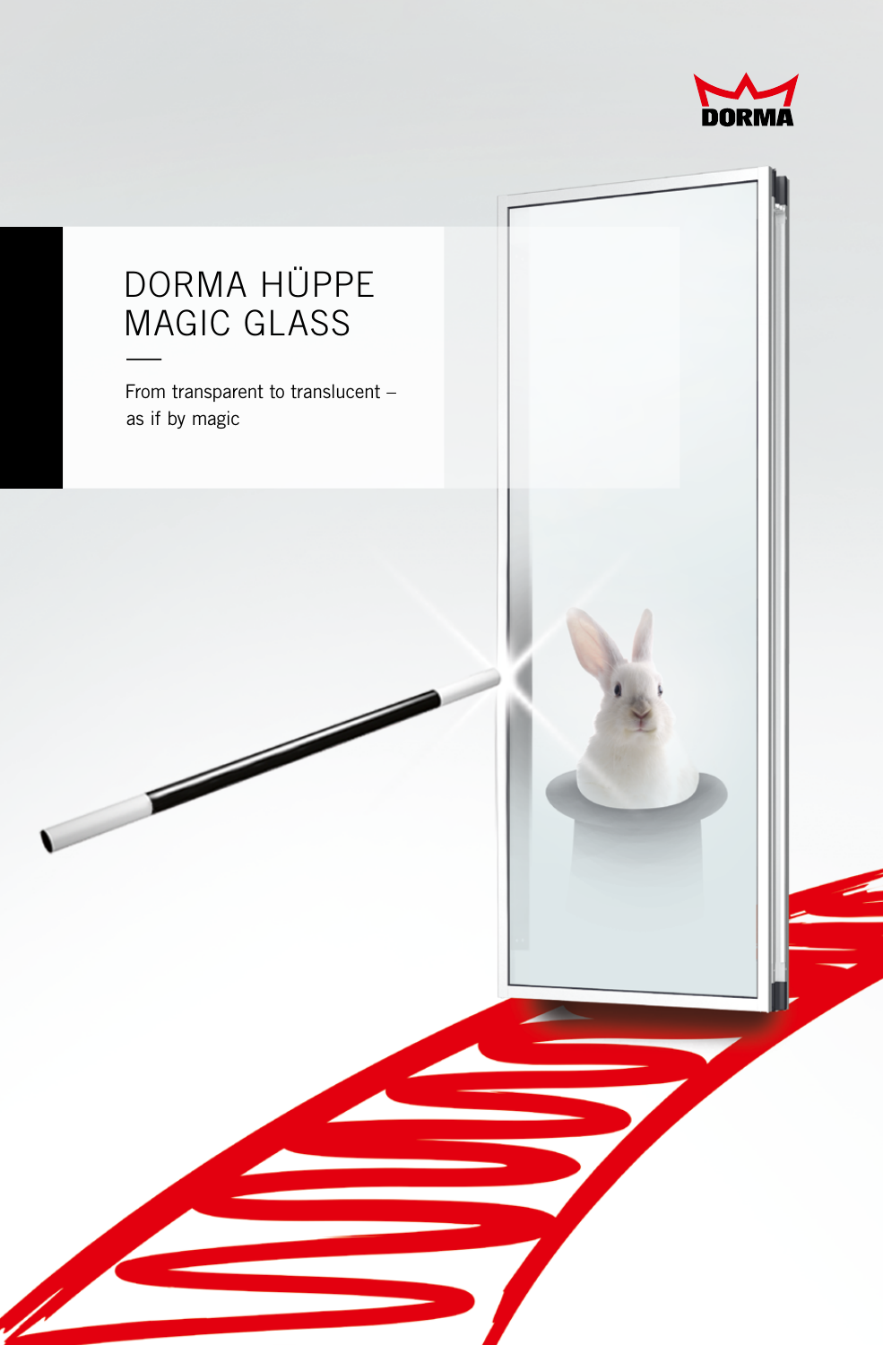DORMA

# DORMA HÜPPE MAGIC GLASS

From transparent to translucent – as if by magic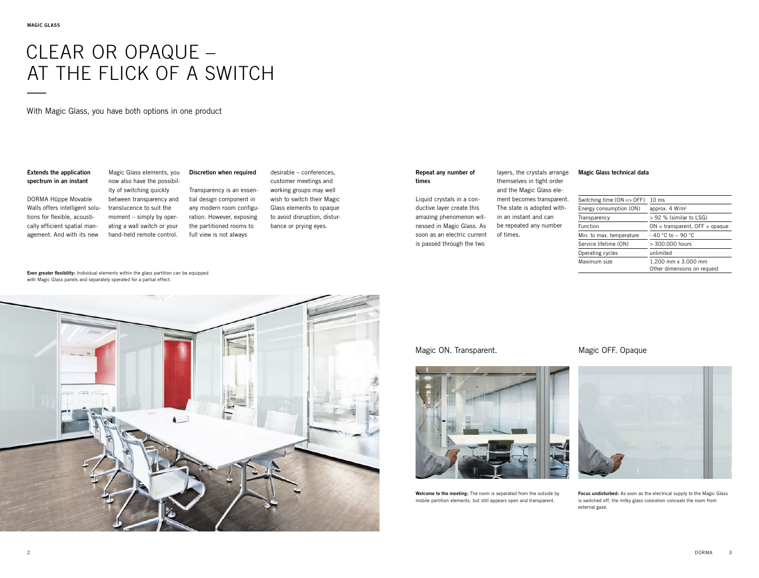# CLEAR OR OPAQUE – AT THE FLICK OF A SWITCH

With Magic Glass, you have both options in one product

**Extends the application spectrum in an instant**

DORMA Hüppe Movable Walls offers intelligent solutions for flexible, acoustically efficient spatial management. And with its new Magic Glass elements, you now also have the possibility of switching quickly between transparency and translucence to suit the moment – simply by operating a wall switch or your hand-held remote control.

**Discretion when required**

Transparency is an essential design component in any modern room configuration. However, exposing the partitioned rooms to full view is not always desirable – conferences, customer meetings and working groups may well wish to switch their Magic Glass elements to opaque to avoid disruption, disturbance or prying eyes.

**Even greater flexibility:** Individual elements within the glass partition can be equipped with Magic Glass panels and separately operated for a partial effect.

**Repeat any number of times**

Liquid crystals in a conductive layer create this amazing phenomenon witnessed in Magic Glass. As soon as an electric current is passed through the two layers, the crystals arrange themselves in tight order and the Magic Glass element becomes transparent. The state is adopted within an instant and can be repeated any number of times.

**Magic Glass technical data**

| | |
|---|---|
| Switching time (ON => OFF) | 10 ms |
| Energy consumption (ON) | approx. 4 W/m² |
| Transparency | > 92 % (similar to LSG) |
| Function | ON = transparent, OFF = opaque |
| Min. to max. temperature | - 40 °C to ~ 90 °C |
| Service lifetime (ON) | > 300.000 hours |
| Operating cycles | unlimited |
| Maximum size | 1.200 mm x 3.000 mm<br>Other dimensions on request |

Magic ON. Transparent.

**Welcome to the meeting:** The room is separated from the outside by mobile partition elements, but still appears open and transparent.

Magic OFF. Opaque

**Focus undisturbed:** As soon as the electrical supply to the Magic Glass is switched off, the milky glass coloration conceals the room from external gaze.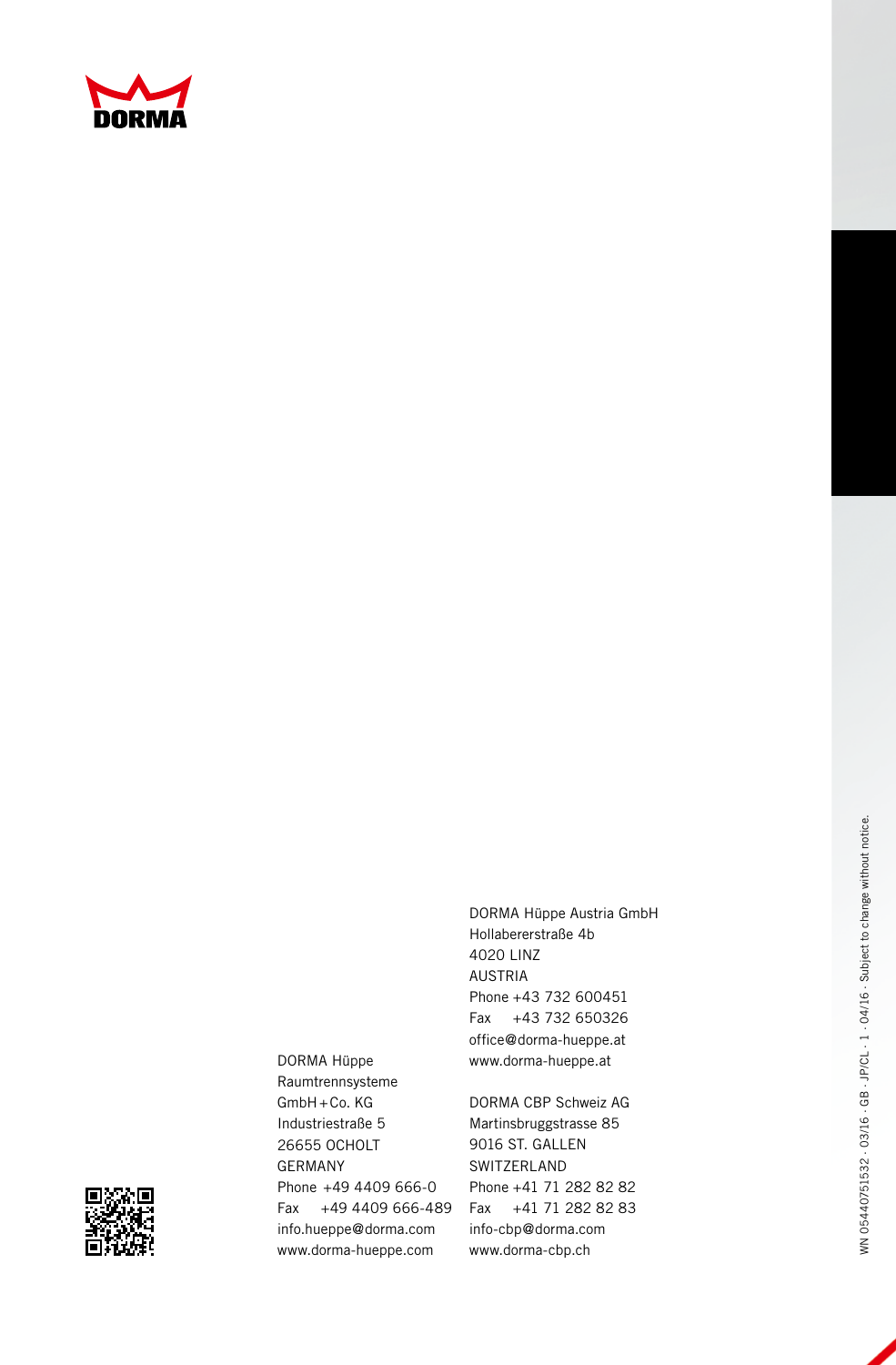DORMA

DORMA Hüppe Austria GmbH
Hollabererstraße 4b
4020 LINZ
AUSTRIA
Phone +43 732 600451
Fax +43 732 650326
office@dorma-hueppe.at
www.dorma-hueppe.at

DORMA Hüppe
Raumtrennsysteme
GmbH + Co. KG
Industriestraße 5
26655 OCHOLT
GERMANY
Phone +49 4409 666-0
Fax +49 4409 666-489
info.hueppe@dorma.com
www.dorma-hueppe.com

DORMA CBP Schweiz AG
Martinsbruggstrasse 85
9016 ST. GALLEN
SWITZERLAND
Phone +41 71 282 82 82
Fax +41 71 282 82 83
info-cbp@dorma.com
www.dorma-cbp.ch

WN 05440751532 · 03/16 · GB · JP/CL · 1 · 04/16 · Subject to change without notice.